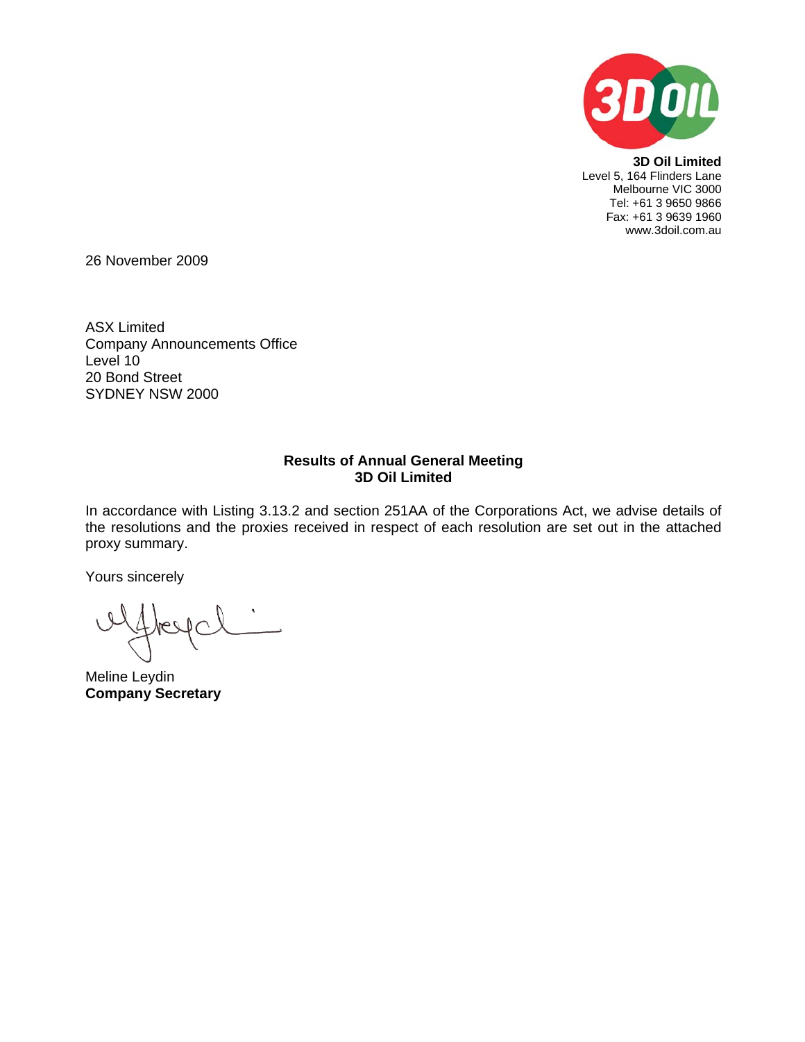**3D Oil Limited**
Level 5, 164 Flinders Lane
Melbourne VIC 3000
Tel: +61 3 9650 9866
Fax: +61 3 9639 1960
www.3doil.com.au

26 November 2009

ASX Limited
Company Announcements Office
Level 10
20 Bond Street
SYDNEY NSW 2000

**Results of Annual General Meeting**
**3D Oil Limited**

In accordance with Listing 3.13.2 and section 251AA of the Corporations Act, we advise details of the resolutions and the proxies received in respect of each resolution are set out in the attached proxy summary.

Yours sincerely

Meline Leydin
**Company Secretary**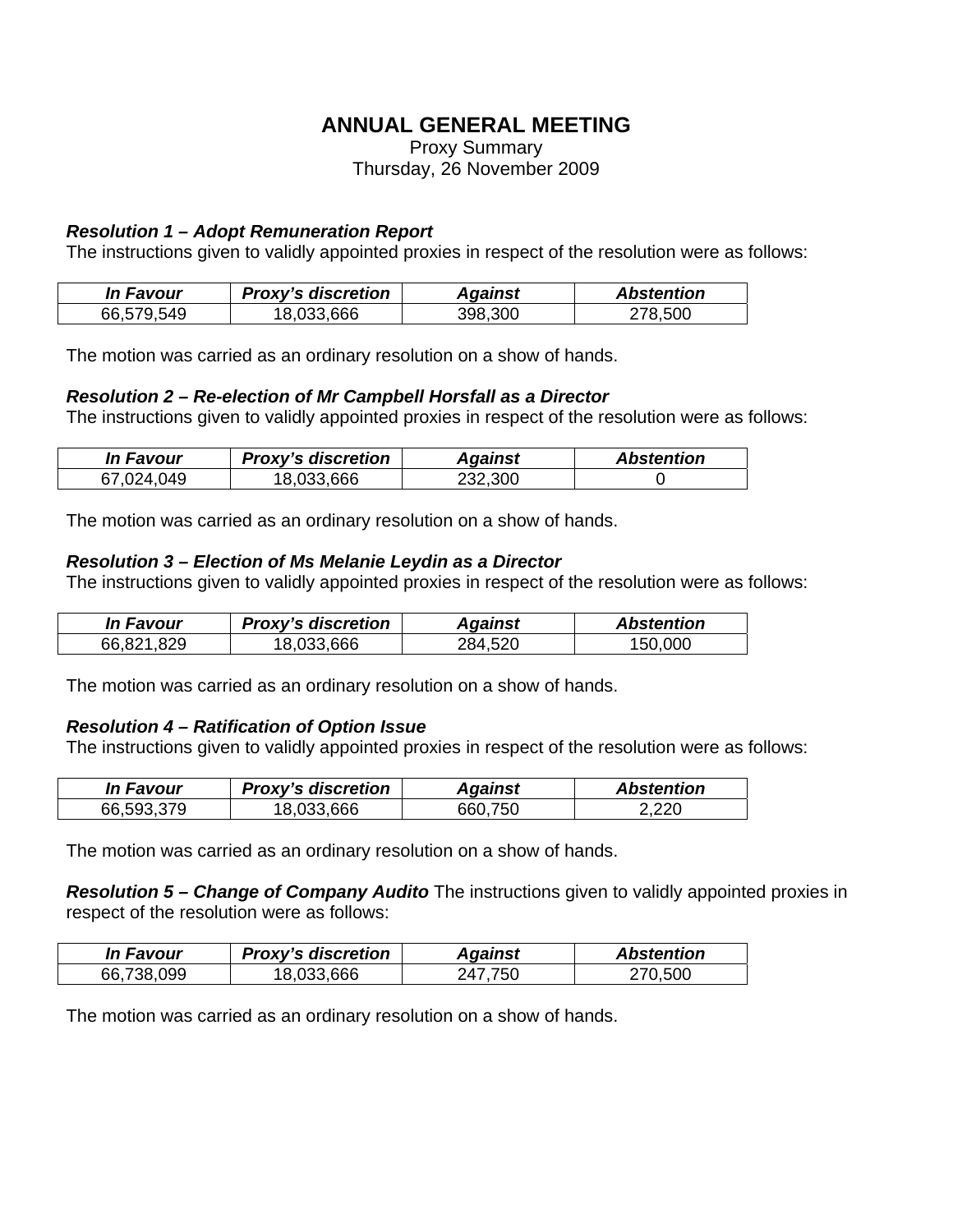# ANNUAL GENERAL MEETING

Proxy Summary

Thursday, 26 November 2009

***Resolution 1 – Adopt Remuneration Report***

The instructions given to validly appointed proxies in respect of the resolution were as follows:

| ***In Favour*** | ***Proxy's discretion*** | ***Against*** | ***Abstention*** |
|---|---|---|---|
| 66,579,549 | 18,033,666 | 398,300 | 278,500 |

The motion was carried as an ordinary resolution on a show of hands.

***Resolution 2 – Re-election of Mr Campbell Horsfall as a Director***

The instructions given to validly appointed proxies in respect of the resolution were as follows:

| ***In Favour*** | ***Proxy's discretion*** | ***Against*** | ***Abstention*** |
|---|---|---|---|
| 67,024,049 | 18,033,666 | 232,300 | 0 |

The motion was carried as an ordinary resolution on a show of hands.

***Resolution 3 – Election of Ms Melanie Leydin as a Director***

The instructions given to validly appointed proxies in respect of the resolution were as follows:

| ***In Favour*** | ***Proxy's discretion*** | ***Against*** | ***Abstention*** |
|---|---|---|---|
| 66,821,829 | 18,033,666 | 284,520 | 150,000 |

The motion was carried as an ordinary resolution on a show of hands.

***Resolution 4 – Ratification of Option Issue***

The instructions given to validly appointed proxies in respect of the resolution were as follows:

| ***In Favour*** | ***Proxy's discretion*** | ***Against*** | ***Abstention*** |
|---|---|---|---|
| 66,593,379 | 18,033,666 | 660,750 | 2,220 |

The motion was carried as an ordinary resolution on a show of hands.

***Resolution 5 – Change of Company Audito*** The instructions given to validly appointed proxies in respect of the resolution were as follows:

| ***In Favour*** | ***Proxy's discretion*** | ***Against*** | ***Abstention*** |
|---|---|---|---|
| 66,738,099 | 18,033,666 | 247,750 | 270,500 |

The motion was carried as an ordinary resolution on a show of hands.